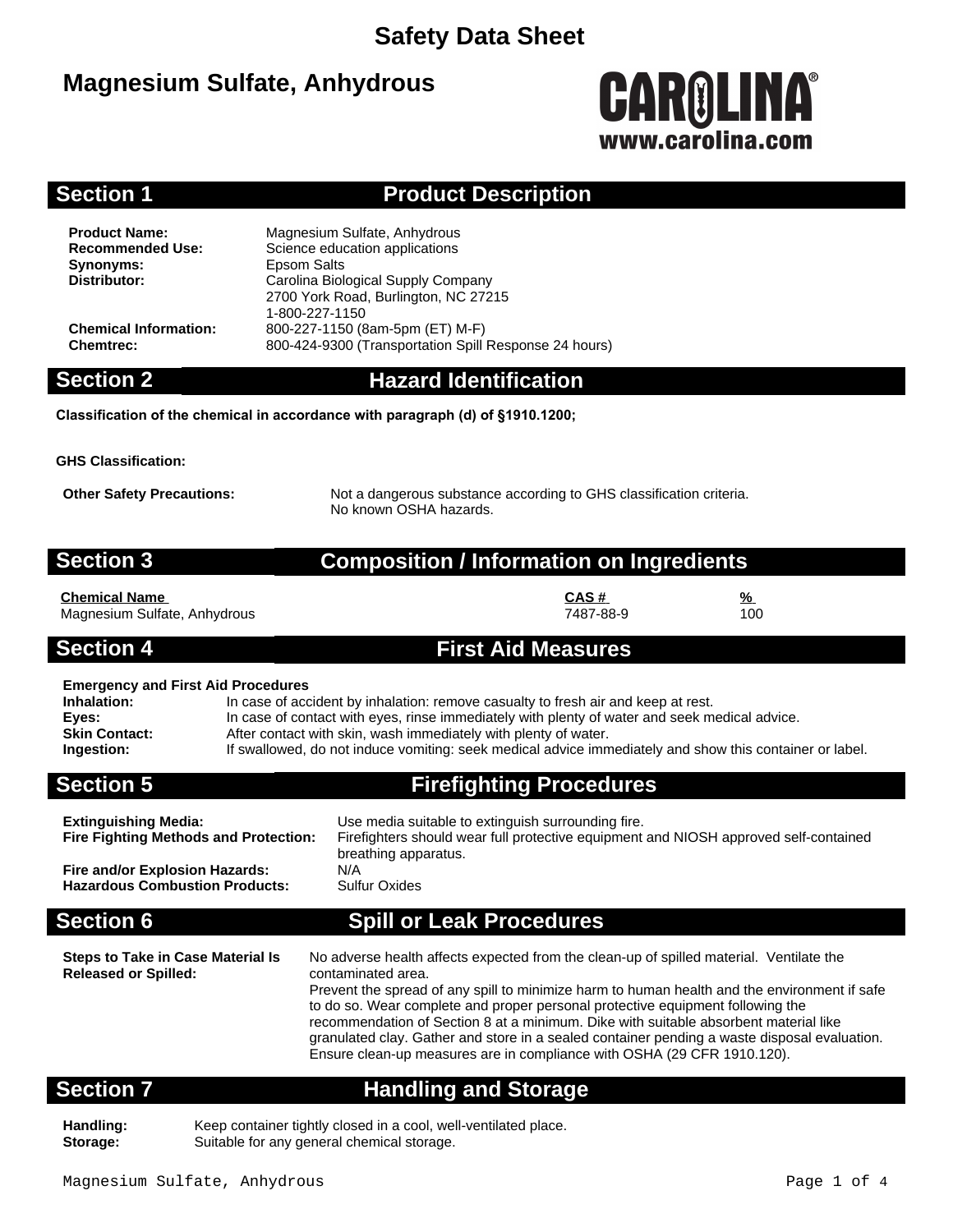# Safety Data Sheet

## Magnesium Sulfate, Anhydrous

CAROLINA®
www.carolina.com

## Section 1 Product Description

**Product Name:** Magnesium Sulfate, Anhydrous
**Recommended Use:** Science education applications
**Synonyms:** Epsom Salts
**Distributor:** Carolina Biological Supply Company
2700 York Road, Burlington, NC 27215
1-800-227-1150
**Chemical Information:** 800-227-1150 (8am-5pm (ET) M-F)
**Chemtrec:** 800-424-9300 (Transportation Spill Response 24 hours)

## Section 2 Hazard Identification

**Classification of the chemical in accordance with paragraph (d) of §1910.1200;**

**GHS Classification:**

**Other Safety Precautions:** Not a dangerous substance according to GHS classification criteria.
No known OSHA hazards.

## Section 3 Composition / Information on Ingredients

| Chemical Name | CAS # | % |
|---|---|---|
| Magnesium Sulfate, Anhydrous | 7487-88-9 | 100 |

## Section 4 First Aid Measures

**Emergency and First Aid Procedures**

**Inhalation:** In case of accident by inhalation: remove casualty to fresh air and keep at rest.
**Eyes:** In case of contact with eyes, rinse immediately with plenty of water and seek medical advice.
**Skin Contact:** After contact with skin, wash immediately with plenty of water.
**Ingestion:** If swallowed, do not induce vomiting: seek medical advice immediately and show this container or label.

## Section 5 Firefighting Procedures

**Extinguishing Media:** Use media suitable to extinguish surrounding fire.
**Fire Fighting Methods and Protection:** Firefighters should wear full protective equipment and NIOSH approved self-contained breathing apparatus.
**Fire and/or Explosion Hazards:** N/A
**Hazardous Combustion Products:** Sulfur Oxides

## Section 6 Spill or Leak Procedures

**Steps to Take in Case Material Is Released or Spilled:** No adverse health affects expected from the clean-up of spilled material. Ventilate the contaminated area.
Prevent the spread of any spill to minimize harm to human health and the environment if safe to do so. Wear complete and proper personal protective equipment following the recommendation of Section 8 at a minimum. Dike with suitable absorbent material like granulated clay. Gather and store in a sealed container pending a waste disposal evaluation. Ensure clean-up measures are in compliance with OSHA (29 CFR 1910.120).

## Section 7 Handling and Storage

**Handling:** Keep container tightly closed in a cool, well-ventilated place.
**Storage:** Suitable for any general chemical storage.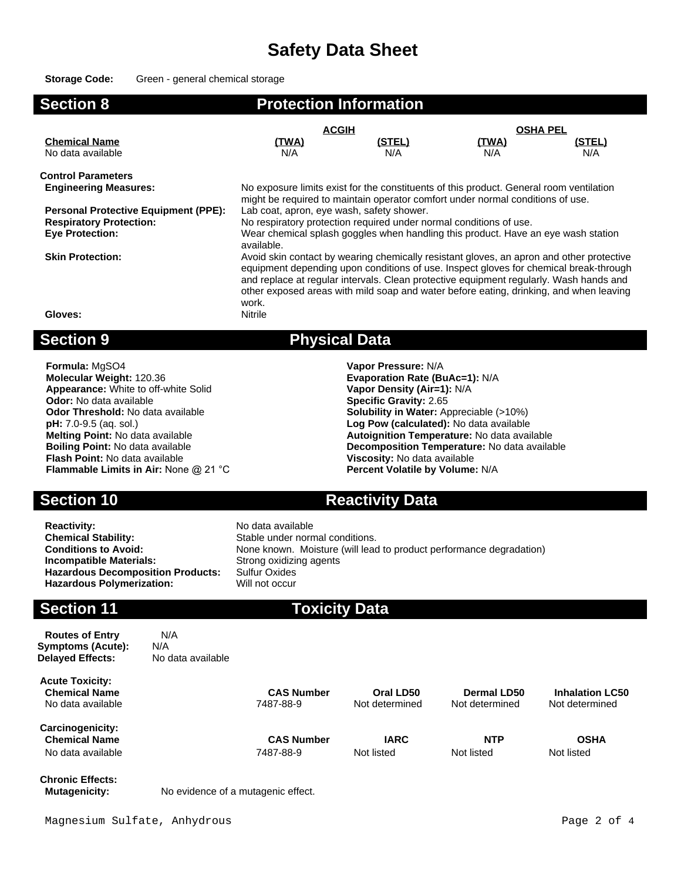# Safety Data Sheet

**Storage Code:** Green - general chemical storage

## Section 8 Protection Information

| Chemical Name | ACGIH (TWA) | ACGIH (STEL) | OSHA PEL (TWA) | OSHA PEL (STEL) |
|---|---|---|---|---|
| No data available | N/A | N/A | N/A | N/A |

**Control Parameters**

**Engineering Measures:** No exposure limits exist for the constituents of this product. General room ventilation might be required to maintain operator comfort under normal conditions of use.

**Personal Protective Equipment (PPE):** Lab coat, apron, eye wash, safety shower.

**Respiratory Protection:** No respiratory protection required under normal conditions of use.

**Eye Protection:** Wear chemical splash goggles when handling this product. Have an eye wash station available.

**Skin Protection:** Avoid skin contact by wearing chemically resistant gloves, an apron and other protective equipment depending upon conditions of use. Inspect gloves for chemical break-through and replace at regular intervals. Clean protective equipment regularly. Wash hands and other exposed areas with mild soap and water before eating, drinking, and when leaving work.

**Gloves:** Nitrile

## Section 9 Physical Data

**Formula:** $MgSO_4$
**Molecular Weight:** 120.36
**Appearance:** White to off-white Solid
**Odor:** No data available
**Odor Threshold:** No data available
**pH:** 7.0-9.5 (aq. sol.)
**Melting Point:** No data available
**Boiling Point:** No data available
**Flash Point:** No data available
**Flammable Limits in Air:** None @ 21 °C

**Vapor Pressure:** N/A
**Evaporation Rate (BuAc=1):** N/A
**Vapor Density (Air=1):** N/A
**Specific Gravity:** 2.65
**Solubility in Water:** Appreciable (>10%)
**Log Pow (calculated):** No data available
**Autoignition Temperature:** No data available
**Decomposition Temperature:** No data available
**Viscosity:** No data available
**Percent Volatile by Volume:** N/A

## Section 10 Reactivity Data

**Reactivity:** No data available
**Chemical Stability:** Stable under normal conditions.
**Conditions to Avoid:** None known. Moisture (will lead to product performance degradation)
**Incompatible Materials:** Strong oxidizing agents
**Hazardous Decomposition Products:** Sulfur Oxides
**Hazardous Polymerization:** Will not occur

## Section 11 Toxicity Data

**Routes of Entry** N/A
**Symptoms (Acute):** N/A
**Delayed Effects:** No data available

**Acute Toxicity:**

| Chemical Name | CAS Number | Oral LD50 | Dermal LD50 | Inhalation LC50 |
|---|---|---|---|---|
| No data available | 7487-88-9 | Not determined | Not determined | Not determined |

**Carcinogenicity:**

| Chemical Name | CAS Number | IARC | NTP | OSHA |
|---|---|---|---|---|
| No data available | 7487-88-9 | Not listed | Not listed | Not listed |

**Chronic Effects:**

**Mutagenicity:** No evidence of a mutagenic effect.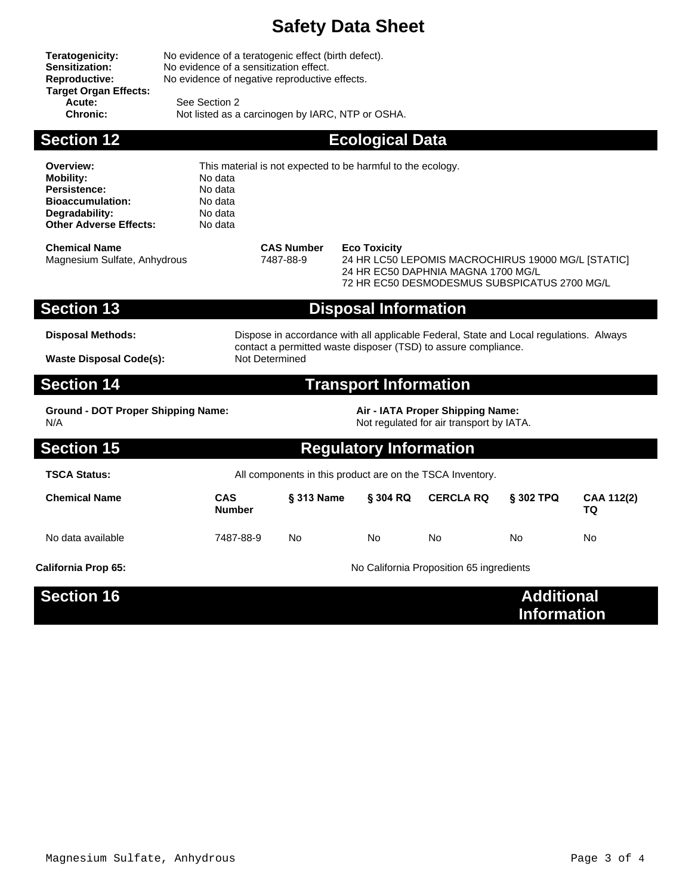**Teratogenicity:** No evidence of a teratogenic effect (birth defect).
**Sensitization:** No evidence of a sensitization effect.
**Reproductive:** No evidence of negative reproductive effects.
**Target Organ Effects:**
**Acute:** See Section 2
**Chronic:** Not listed as a carcinogen by IARC, NTP or OSHA.

## Section 12 Ecological Data

**Overview:** This material is not expected to be harmful to the ecology.
**Mobility:** No data
**Persistence:** No data
**Bioaccumulation:** No data
**Degradability:** No data
**Other Adverse Effects:** No data

| Chemical Name | CAS Number | Eco Toxicity |
|---|---|---|
| Magnesium Sulfate, Anhydrous | 7487-88-9 | 24 HR LC50 LEPOMIS MACROCHIRUS 19000 MG/L [STATIC]<br>24 HR EC50 DAPHNIA MAGNA 1700 MG/L<br>72 HR EC50 DESMODESMUS SUBSPICATUS 2700 MG/L |

## Section 13 Disposal Information

**Disposal Methods:** Dispose in accordance with all applicable Federal, State and Local regulations. Always contact a permitted waste disposer (TSD) to assure compliance.

**Waste Disposal Code(s):** Not Determined

## Section 14 Transport Information

**Ground - DOT Proper Shipping Name:**
N/A

**Air - IATA Proper Shipping Name:**
Not regulated for air transport by IATA.

## Section 15 Regulatory Information

**TSCA Status:** All components in this product are on the TSCA Inventory.

| Chemical Name | CAS Number | § 313 Name | § 304 RQ | CERCLA RQ | § 302 TPQ | CAA 112(2) TQ |
|---|---|---|---|---|---|---|
| No data available | 7487-88-9 | No | No | No | No | No |

**California Prop 65:** No California Proposition 65 ingredients

## Section 16 Additional Information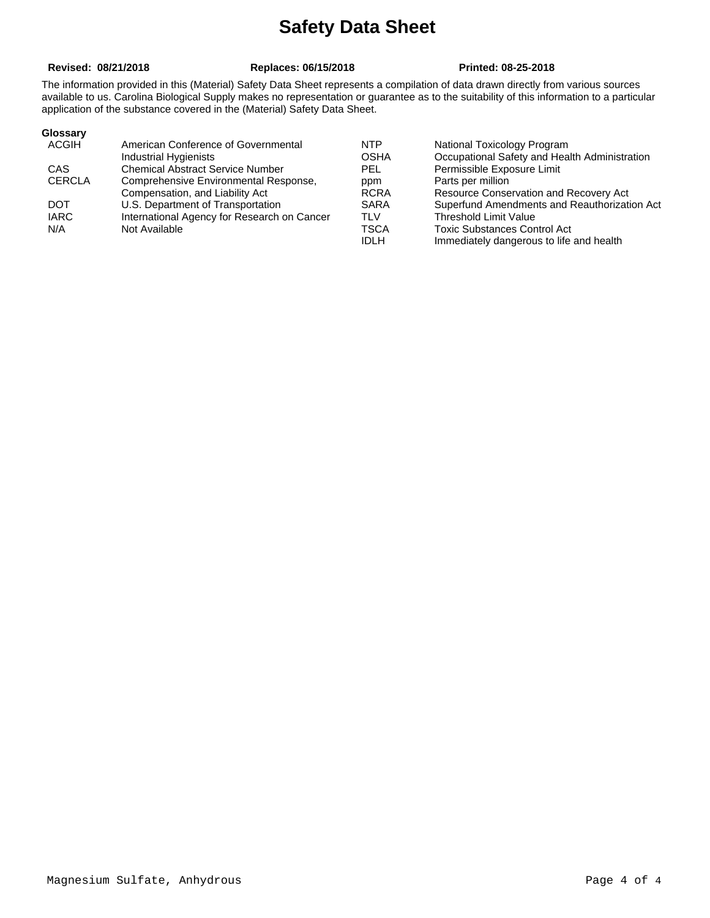# Safety Data Sheet

**Revised: 08/21/2018** **Replaces: 06/15/2018** **Printed: 08-25-2018**

The information provided in this (Material) Safety Data Sheet represents a compilation of data drawn directly from various sources available to us. Carolina Biological Supply makes no representation or guarantee as to the suitability of this information to a particular application of the substance covered in the (Material) Safety Data Sheet.

**Glossary**

| | | | |
|---|---|---|---|
| ACGIH | American Conference of Governmental Industrial Hygienists | NTP | National Toxicology Program |
| CAS | Chemical Abstract Service Number | OSHA | Occupational Safety and Health Administration |
| CERCLA | Comprehensive Environmental Response, Compensation, and Liability Act | PEL | Permissible Exposure Limit |
| DOT | U.S. Department of Transportation | ppm | Parts per million |
| IARC | International Agency for Research on Cancer | RCRA | Resource Conservation and Recovery Act |
| N/A | Not Available | SARA | Superfund Amendments and Reauthorization Act |
| | | TLV | Threshold Limit Value |
| | | TSCA | Toxic Substances Control Act |
| | | IDLH | Immediately dangerous to life and health |